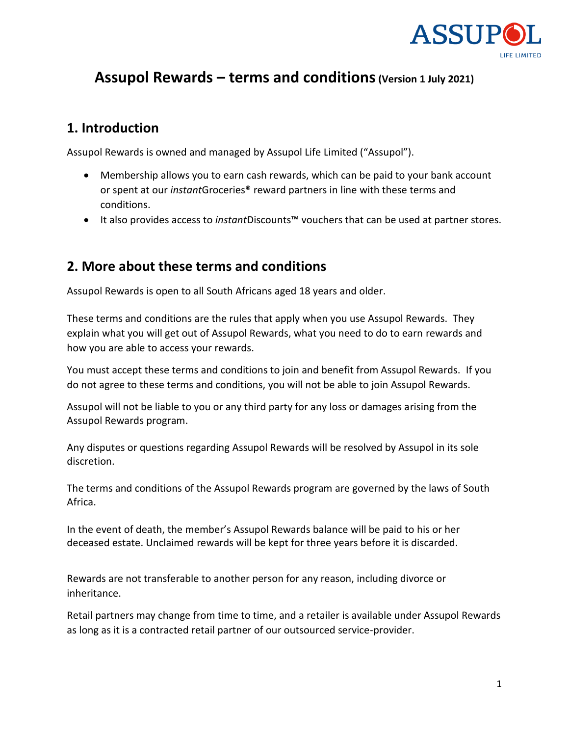# Assupol Rewards – terms and conditions (Version 1 July 2021)

## 1. Introduction

Assupol Rewards is owned and managed by Assupol Life Limited ("Assupol").

- Membership allows you to earn cash rewards, which can be paid to your bank account or spent at our *instant*Groceries® reward partners in line with these terms and conditions.
- It also provides access to *instant*Discounts™ vouchers that can be used at partner stores.

## 2. More about these terms and conditions

Assupol Rewards is open to all South Africans aged 18 years and older.

These terms and conditions are the rules that apply when you use Assupol Rewards. They explain what you will get out of Assupol Rewards, what you need to do to earn rewards and how you are able to access your rewards.

You must accept these terms and conditions to join and benefit from Assupol Rewards. If you do not agree to these terms and conditions, you will not be able to join Assupol Rewards.

Assupol will not be liable to you or any third party for any loss or damages arising from the Assupol Rewards program.

Any disputes or questions regarding Assupol Rewards will be resolved by Assupol in its sole discretion.

The terms and conditions of the Assupol Rewards program are governed by the laws of South Africa.

In the event of death, the member's Assupol Rewards balance will be paid to his or her deceased estate. Unclaimed rewards will be kept for three years before it is discarded.

Rewards are not transferable to another person for any reason, including divorce or inheritance.

Retail partners may change from time to time, and a retailer is available under Assupol Rewards as long as it is a contracted retail partner of our outsourced service-provider.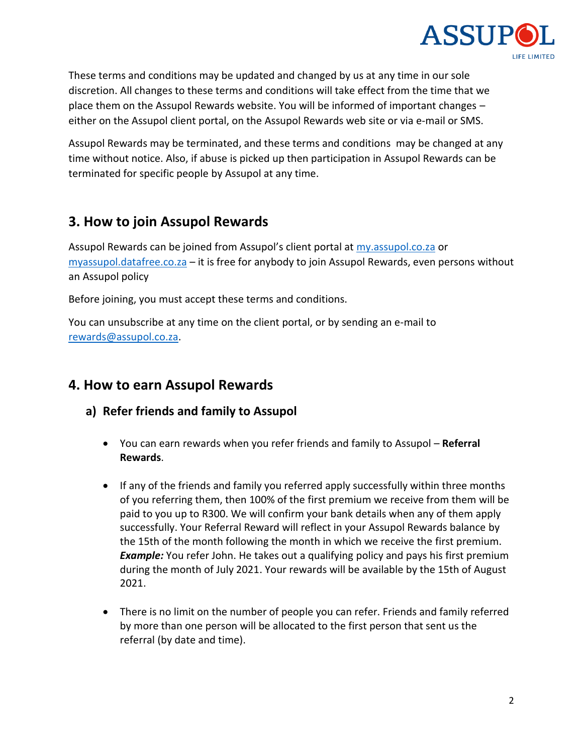These terms and conditions may be updated and changed by us at any time in our sole discretion. All changes to these terms and conditions will take effect from the time that we place them on the Assupol Rewards website. You will be informed of important changes – either on the Assupol client portal, on the Assupol Rewards web site or via e-mail or SMS.

Assupol Rewards may be terminated, and these terms and conditions may be changed at any time without notice. Also, if abuse is picked up then participation in Assupol Rewards can be terminated for specific people by Assupol at any time.

## 3. How to join Assupol Rewards

Assupol Rewards can be joined from Assupol's client portal at my.assupol.co.za or myassupol.datafree.co.za – it is free for anybody to join Assupol Rewards, even persons without an Assupol policy

Before joining, you must accept these terms and conditions.

You can unsubscribe at any time on the client portal, or by sending an e-mail to rewards@assupol.co.za.

## 4. How to earn Assupol Rewards

### a) Refer friends and family to Assupol

- You can earn rewards when you refer friends and family to Assupol – **Referral Rewards**.
- If any of the friends and family you referred apply successfully within three months of you referring them, then 100% of the first premium we receive from them will be paid to you up to R300. We will confirm your bank details when any of them apply successfully. Your Referral Reward will reflect in your Assupol Rewards balance by the 15th of the month following the month in which we receive the first premium. ***Example:*** You refer John. He takes out a qualifying policy and pays his first premium during the month of July 2021. Your rewards will be available by the 15th of August 2021.
- There is no limit on the number of people you can refer. Friends and family referred by more than one person will be allocated to the first person that sent us the referral (by date and time).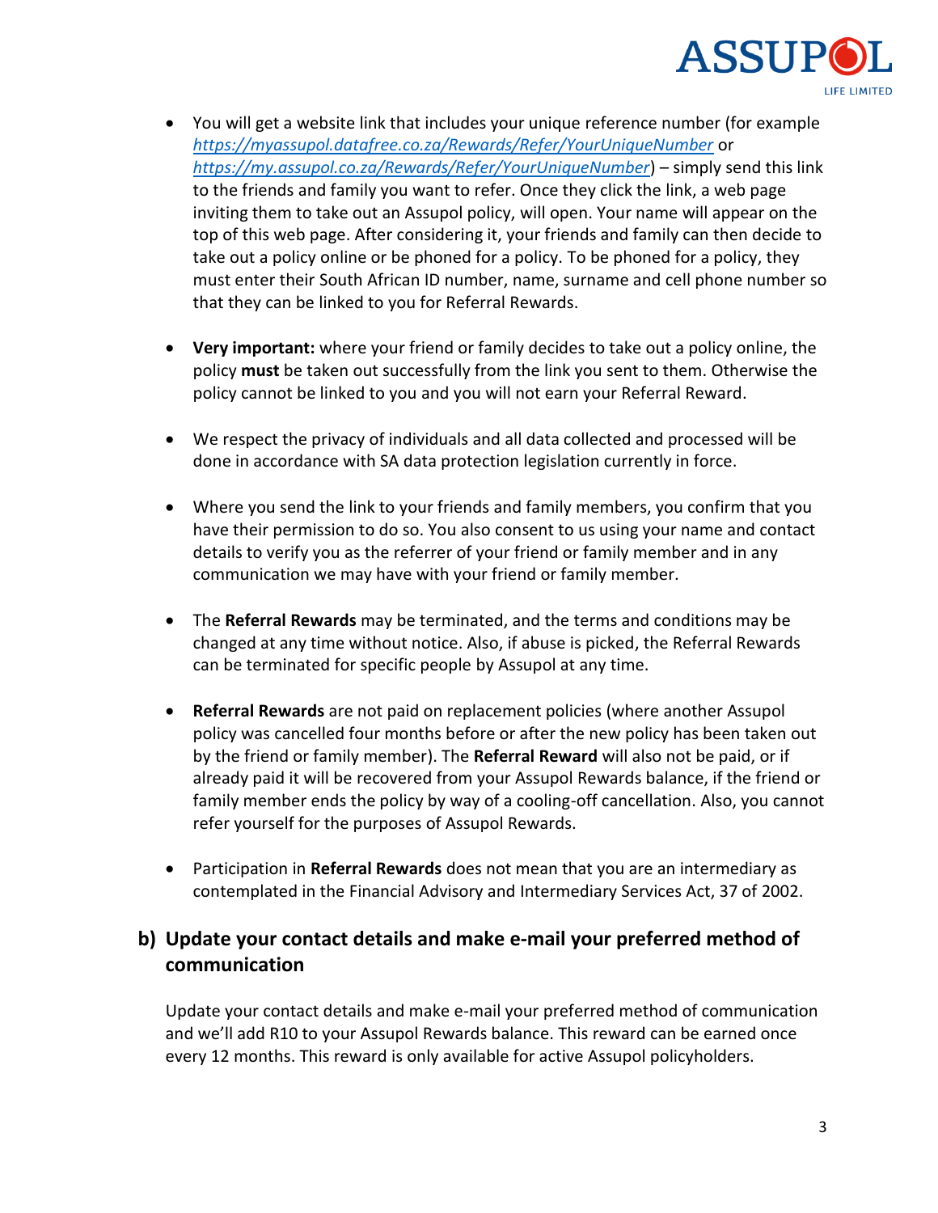- You will get a website link that includes your unique reference number (for example *https://myassupol.datafree.co.za/Rewards/Refer/YourUniqueNumber* or *https://my.assupol.co.za/Rewards/Refer/YourUniqueNumber*) – simply send this link to the friends and family you want to refer. Once they click the link, a web page inviting them to take out an Assupol policy, will open. Your name will appear on the top of this web page. After considering it, your friends and family can then decide to take out a policy online or be phoned for a policy. To be phoned for a policy, they must enter their South African ID number, name, surname and cell phone number so that they can be linked to you for Referral Rewards.

- **Very important:** where your friend or family decides to take out a policy online, the policy **must** be taken out successfully from the link you sent to them. Otherwise the policy cannot be linked to you and you will not earn your Referral Reward.

- We respect the privacy of individuals and all data collected and processed will be done in accordance with SA data protection legislation currently in force.

- Where you send the link to your friends and family members, you confirm that you have their permission to do so. You also consent to us using your name and contact details to verify you as the referrer of your friend or family member and in any communication we may have with your friend or family member.

- The **Referral Rewards** may be terminated, and the terms and conditions may be changed at any time without notice. Also, if abuse is picked, the Referral Rewards can be terminated for specific people by Assupol at any time.

- **Referral Rewards** are not paid on replacement policies (where another Assupol policy was cancelled four months before or after the new policy has been taken out by the friend or family member). The **Referral Reward** will also not be paid, or if already paid it will be recovered from your Assupol Rewards balance, if the friend or family member ends the policy by way of a cooling-off cancellation. Also, you cannot refer yourself for the purposes of Assupol Rewards.

- Participation in **Referral Rewards** does not mean that you are an intermediary as contemplated in the Financial Advisory and Intermediary Services Act, 37 of 2002.

## b) Update your contact details and make e-mail your preferred method of communication

Update your contact details and make e-mail your preferred method of communication and we'll add R10 to your Assupol Rewards balance. This reward can be earned once every 12 months. This reward is only available for active Assupol policyholders.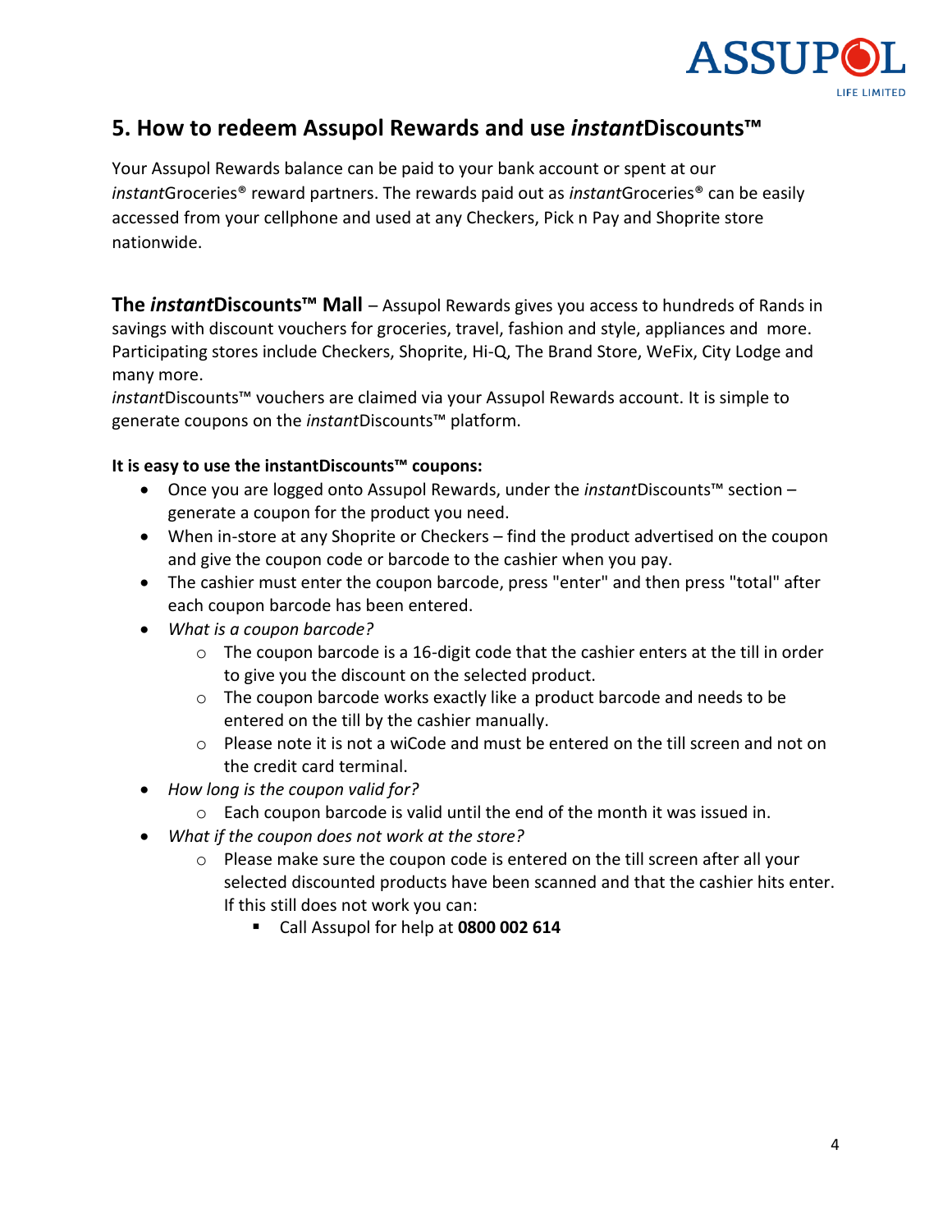## 5. How to redeem Assupol Rewards and use *instant*Discounts™

Your Assupol Rewards balance can be paid to your bank account or spent at our *instant*Groceries® reward partners. The rewards paid out as *instant*Groceries® can be easily accessed from your cellphone and used at any Checkers, Pick n Pay and Shoprite store nationwide.

**The *instant*Discounts™ Mall** – Assupol Rewards gives you access to hundreds of Rands in savings with discount vouchers for groceries, travel, fashion and style, appliances and more. Participating stores include Checkers, Shoprite, Hi-Q, The Brand Store, WeFix, City Lodge and many more.

*instant*Discounts™ vouchers are claimed via your Assupol Rewards account. It is simple to generate coupons on the *instant*Discounts™ platform.

**It is easy to use the instantDiscounts™ coupons:**

- Once you are logged onto Assupol Rewards, under the *instant*Discounts™ section – generate a coupon for the product you need.
- When in-store at any Shoprite or Checkers – find the product advertised on the coupon and give the coupon code or barcode to the cashier when you pay.
- The cashier must enter the coupon barcode, press "enter" and then press "total" after each coupon barcode has been entered.
- *What is a coupon barcode?*
    - The coupon barcode is a 16-digit code that the cashier enters at the till in order to give you the discount on the selected product.
    - The coupon barcode works exactly like a product barcode and needs to be entered on the till by the cashier manually.
    - Please note it is not a wiCode and must be entered on the till screen and not on the credit card terminal.
- *How long is the coupon valid for?*
    - Each coupon barcode is valid until the end of the month it was issued in.
- *What if the coupon does not work at the store?*
    - Please make sure the coupon code is entered on the till screen after all your selected discounted products have been scanned and that the cashier hits enter. If this still does not work you can:
        - Call Assupol for help at **0800 002 614**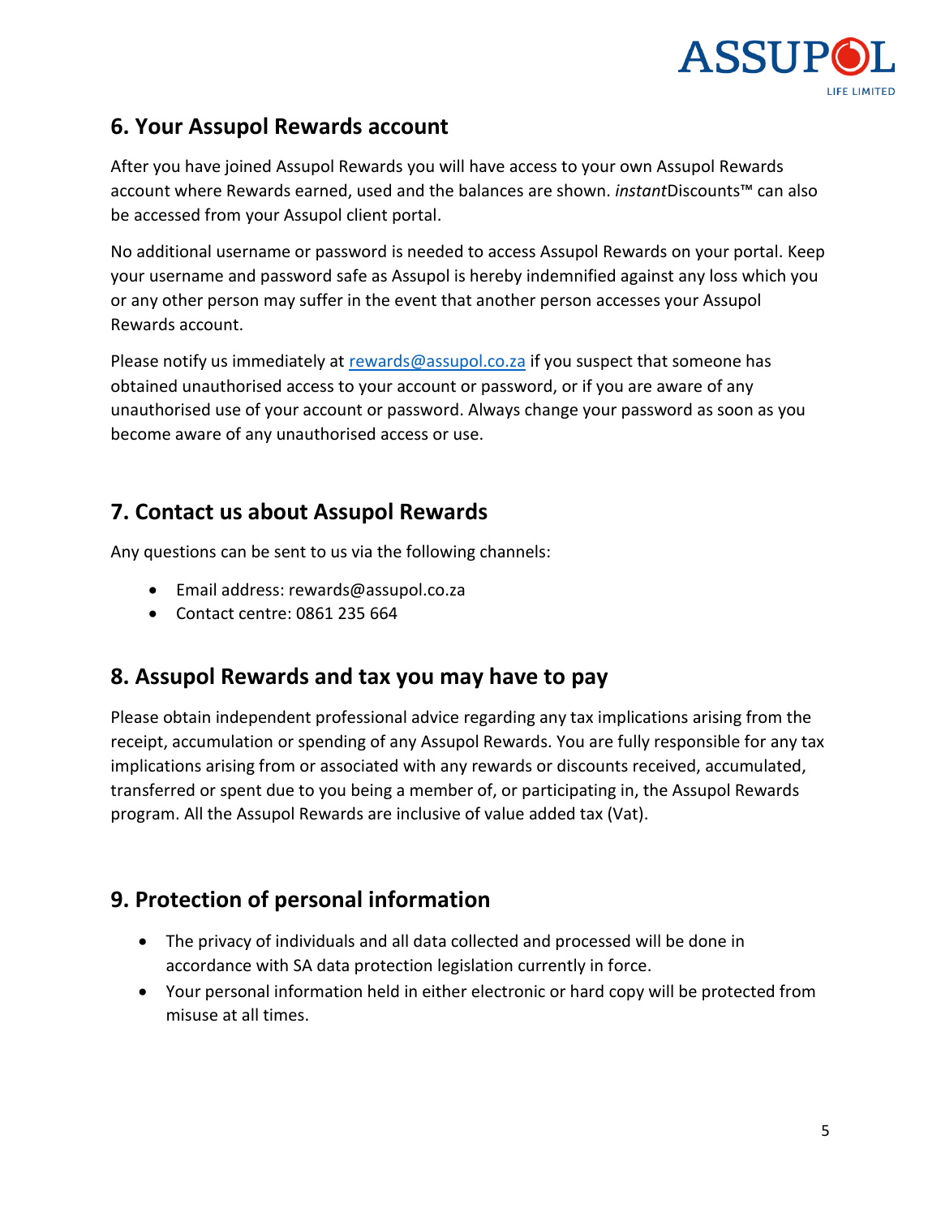## 6. Your Assupol Rewards account

After you have joined Assupol Rewards you will have access to your own Assupol Rewards account where Rewards earned, used and the balances are shown. *instant*Discounts™ can also be accessed from your Assupol client portal.

No additional username or password is needed to access Assupol Rewards on your portal. Keep your username and password safe as Assupol is hereby indemnified against any loss which you or any other person may suffer in the event that another person accesses your Assupol Rewards account.

Please notify us immediately at rewards@assupol.co.za if you suspect that someone has obtained unauthorised access to your account or password, or if you are aware of any unauthorised use of your account or password. Always change your password as soon as you become aware of any unauthorised access or use.

## 7. Contact us about Assupol Rewards

Any questions can be sent to us via the following channels:

- Email address: rewards@assupol.co.za
- Contact centre: 0861 235 664

## 8. Assupol Rewards and tax you may have to pay

Please obtain independent professional advice regarding any tax implications arising from the receipt, accumulation or spending of any Assupol Rewards. You are fully responsible for any tax implications arising from or associated with any rewards or discounts received, accumulated, transferred or spent due to you being a member of, or participating in, the Assupol Rewards program. All the Assupol Rewards are inclusive of value added tax (Vat).

## 9. Protection of personal information

- The privacy of individuals and all data collected and processed will be done in accordance with SA data protection legislation currently in force.
- Your personal information held in either electronic or hard copy will be protected from misuse at all times.